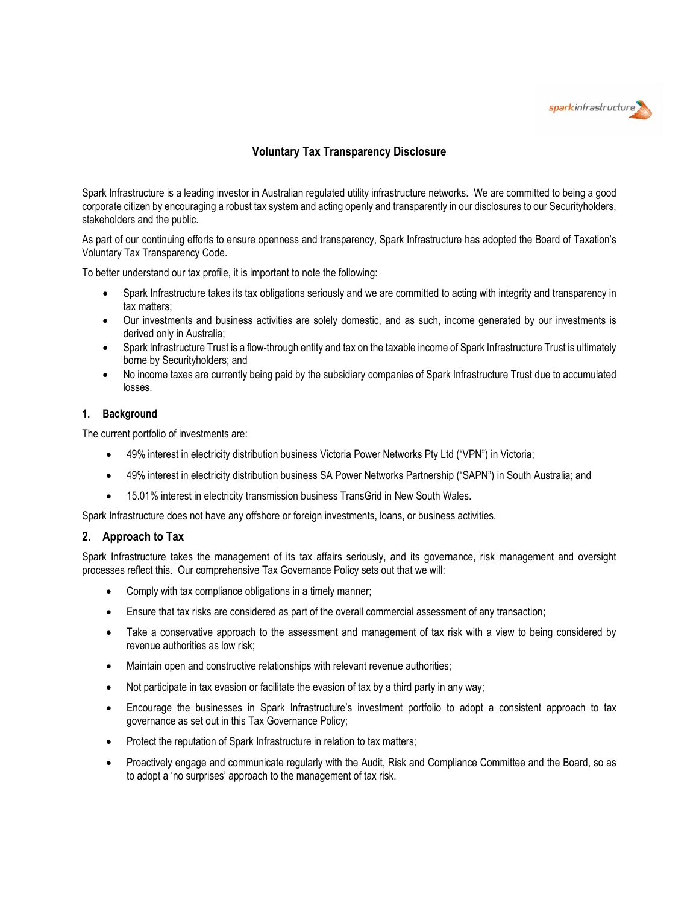# Voluntary Tax Transparency Disclosure

Spark Infrastructure is a leading investor in Australian regulated utility infrastructure networks. We are committed to being a good corporate citizen by encouraging a robust tax system and acting openly and transparently in our disclosures to our Securityholders, stakeholders and the public.

As part of our continuing efforts to ensure openness and transparency, Spark Infrastructure has adopted the Board of Taxation's Voluntary Tax Transparency Code.

To better understand our tax profile, it is important to note the following:

- Spark Infrastructure takes its tax obligations seriously and we are committed to acting with integrity and transparency in tax matters;
- Our investments and business activities are solely domestic, and as such, income generated by our investments is derived only in Australia;
- Spark Infrastructure Trust is a flow-through entity and tax on the taxable income of Spark Infrastructure Trust is ultimately borne by Securityholders; and
- No income taxes are currently being paid by the subsidiary companies of Spark Infrastructure Trust due to accumulated losses.

## 1. Background

The current portfolio of investments are:

- 49% interest in electricity distribution business Victoria Power Networks Pty Ltd ("VPN") in Victoria;
- 49% interest in electricity distribution business SA Power Networks Partnership ("SAPN") in South Australia; and
- 15.01% interest in electricity transmission business TransGrid in New South Wales.

Spark Infrastructure does not have any offshore or foreign investments, loans, or business activities.

## 2. Approach to Tax

Spark Infrastructure takes the management of its tax affairs seriously, and its governance, risk management and oversight processes reflect this. Our comprehensive Tax Governance Policy sets out that we will:

- Comply with tax compliance obligations in a timely manner;
- Ensure that tax risks are considered as part of the overall commercial assessment of any transaction;
- Take a conservative approach to the assessment and management of tax risk with a view to being considered by revenue authorities as low risk;
- Maintain open and constructive relationships with relevant revenue authorities;
- Not participate in tax evasion or facilitate the evasion of tax by a third party in any way;
- Encourage the businesses in Spark Infrastructure's investment portfolio to adopt a consistent approach to tax governance as set out in this Tax Governance Policy;
- Protect the reputation of Spark Infrastructure in relation to tax matters;
- Proactively engage and communicate regularly with the Audit, Risk and Compliance Committee and the Board, so as to adopt a 'no surprises' approach to the management of tax risk.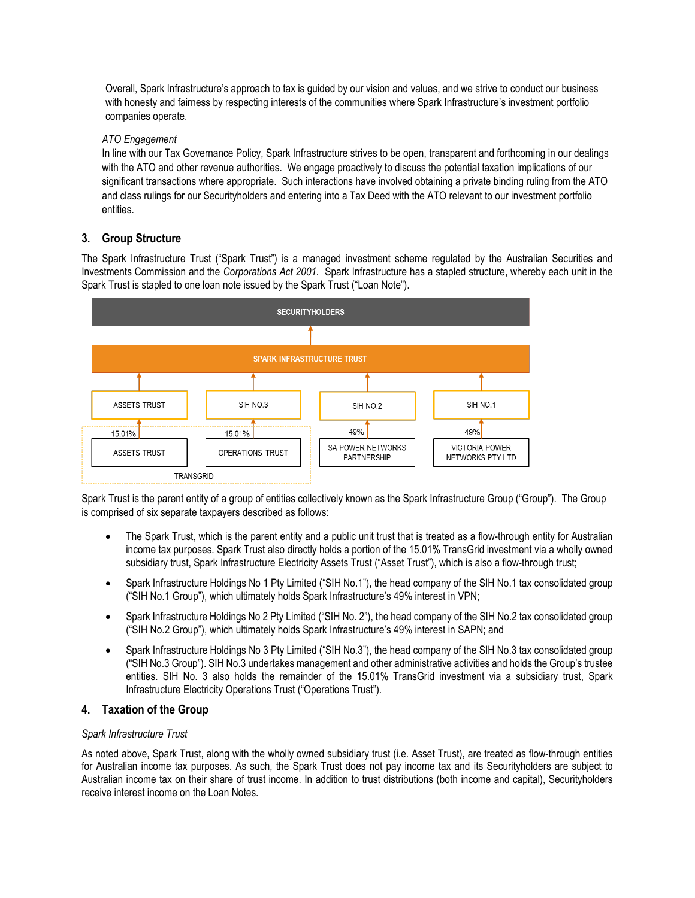Overall, Spark Infrastructure's approach to tax is guided by our vision and values, and we strive to conduct our business with honesty and fairness by respecting interests of the communities where Spark Infrastructure's investment portfolio companies operate.

*ATO Engagement*

In line with our Tax Governance Policy, Spark Infrastructure strives to be open, transparent and forthcoming in our dealings with the ATO and other revenue authorities. We engage proactively to discuss the potential taxation implications of our significant transactions where appropriate. Such interactions have involved obtaining a private binding ruling from the ATO and class rulings for our Securityholders and entering into a Tax Deed with the ATO relevant to our investment portfolio entities.

## 3. Group Structure

The Spark Infrastructure Trust ("Spark Trust") is a managed investment scheme regulated by the Australian Securities and Investments Commission and the *Corporations Act 2001*. Spark Infrastructure has a stapled structure, whereby each unit in the Spark Trust is stapled to one loan note issued by the Spark Trust ("Loan Note").

SECURITYHOLDERS

SPARK INFRASTRUCTURE TRUST

| ASSETS TRUST | SIH NO.3 | SIH NO.2 | SIH NO.1 |
|---|---|---|---|
| 15.01% | 15.01% | 49% | 49% |
| ASSETS TRUST | OPERATIONS TRUST | SA POWER NETWORKS PARTNERSHIP | VICTORIA POWER NETWORKS PTY LTD |
| TRANSGRID | | | |

Spark Trust is the parent entity of a group of entities collectively known as the Spark Infrastructure Group ("Group"). The Group is comprised of six separate taxpayers described as follows:

- The Spark Trust, which is the parent entity and a public unit trust that is treated as a flow-through entity for Australian income tax purposes. Spark Trust also directly holds a portion of the 15.01% TransGrid investment via a wholly owned subsidiary trust, Spark Infrastructure Electricity Assets Trust ("Asset Trust"), which is also a flow-through trust;
- Spark Infrastructure Holdings No 1 Pty Limited ("SIH No.1"), the head company of the SIH No.1 tax consolidated group ("SIH No.1 Group"), which ultimately holds Spark Infrastructure's 49% interest in VPN;
- Spark Infrastructure Holdings No 2 Pty Limited ("SIH No. 2"), the head company of the SIH No.2 tax consolidated group ("SIH No.2 Group"), which ultimately holds Spark Infrastructure's 49% interest in SAPN; and
- Spark Infrastructure Holdings No 3 Pty Limited ("SIH No.3"), the head company of the SIH No.3 tax consolidated group ("SIH No.3 Group"). SIH No.3 undertakes management and other administrative activities and holds the Group's trustee entities. SIH No. 3 also holds the remainder of the 15.01% TransGrid investment via a subsidiary trust, Spark Infrastructure Electricity Operations Trust ("Operations Trust").

## 4. Taxation of the Group

*Spark Infrastructure Trust*

As noted above, Spark Trust, along with the wholly owned subsidiary trust (i.e. Asset Trust), are treated as flow-through entities for Australian income tax purposes. As such, the Spark Trust does not pay income tax and its Securityholders are subject to Australian income tax on their share of trust income. In addition to trust distributions (both income and capital), Securityholders receive interest income on the Loan Notes.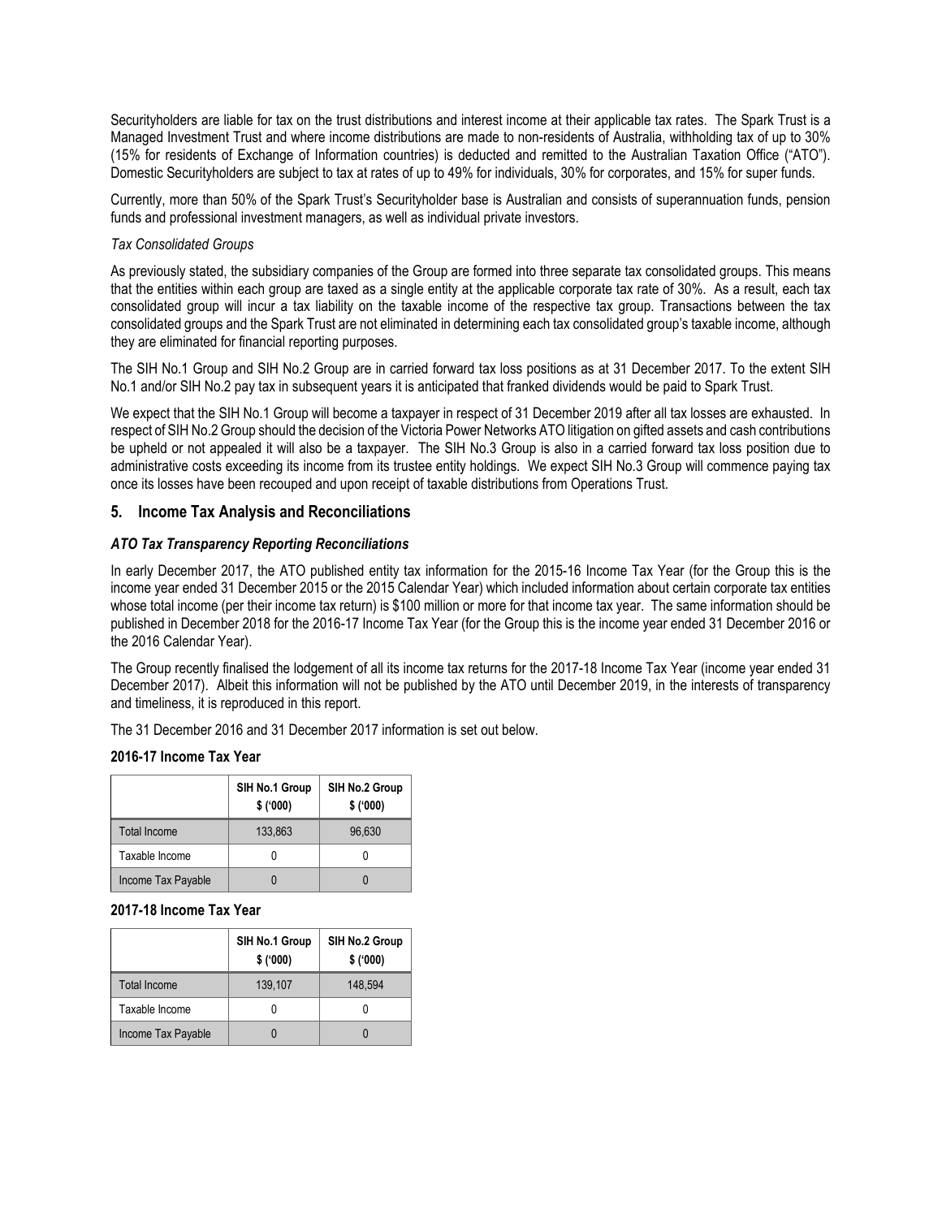Securityholders are liable for tax on the trust distributions and interest income at their applicable tax rates. The Spark Trust is a Managed Investment Trust and where income distributions are made to non-residents of Australia, withholding tax of up to 30% (15% for residents of Exchange of Information countries) is deducted and remitted to the Australian Taxation Office ("ATO"). Domestic Securityholders are subject to tax at rates of up to 49% for individuals, 30% for corporates, and 15% for super funds.

Currently, more than 50% of the Spark Trust's Securityholder base is Australian and consists of superannuation funds, pension funds and professional investment managers, as well as individual private investors.

*Tax Consolidated Groups*

As previously stated, the subsidiary companies of the Group are formed into three separate tax consolidated groups. This means that the entities within each group are taxed as a single entity at the applicable corporate tax rate of 30%. As a result, each tax consolidated group will incur a tax liability on the taxable income of the respective tax group. Transactions between the tax consolidated groups and the Spark Trust are not eliminated in determining each tax consolidated group's taxable income, although they are eliminated for financial reporting purposes.

The SIH No.1 Group and SIH No.2 Group are in carried forward tax loss positions as at 31 December 2017. To the extent SIH No.1 and/or SIH No.2 pay tax in subsequent years it is anticipated that franked dividends would be paid to Spark Trust.

We expect that the SIH No.1 Group will become a taxpayer in respect of 31 December 2019 after all tax losses are exhausted. In respect of SIH No.2 Group should the decision of the Victoria Power Networks ATO litigation on gifted assets and cash contributions be upheld or not appealed it will also be a taxpayer. The SIH No.3 Group is also in a carried forward tax loss position due to administrative costs exceeding its income from its trustee entity holdings. We expect SIH No.3 Group will commence paying tax once its losses have been recouped and upon receipt of taxable distributions from Operations Trust.

## 5. Income Tax Analysis and Reconciliations

### *ATO Tax Transparency Reporting Reconciliations*

In early December 2017, the ATO published entity tax information for the 2015-16 Income Tax Year (for the Group this is the income year ended 31 December 2015 or the 2015 Calendar Year) which included information about certain corporate tax entities whose total income (per their income tax return) is $100 million or more for that income tax year. The same information should be published in December 2018 for the 2016-17 Income Tax Year (for the Group this is the income year ended 31 December 2016 or the 2016 Calendar Year).

The Group recently finalised the lodgement of all its income tax returns for the 2017-18 Income Tax Year (income year ended 31 December 2017). Albeit this information will not be published by the ATO until December 2019, in the interests of transparency and timeliness, it is reproduced in this report.

The 31 December 2016 and 31 December 2017 information is set out below.

**2016-17 Income Tax Year**

| | SIH No.1 Group $ ('000) | SIH No.2 Group $ ('000) |
|---|---|---|
| Total Income | 133,863 | 96,630 |
| Taxable Income | 0 | 0 |
| Income Tax Payable | 0 | 0 |

**2017-18 Income Tax Year**

| | SIH No.1 Group $ ('000) | SIH No.2 Group $ ('000) |
|---|---|---|
| Total Income | 139,107 | 148,594 |
| Taxable Income | 0 | 0 |
| Income Tax Payable | 0 | 0 |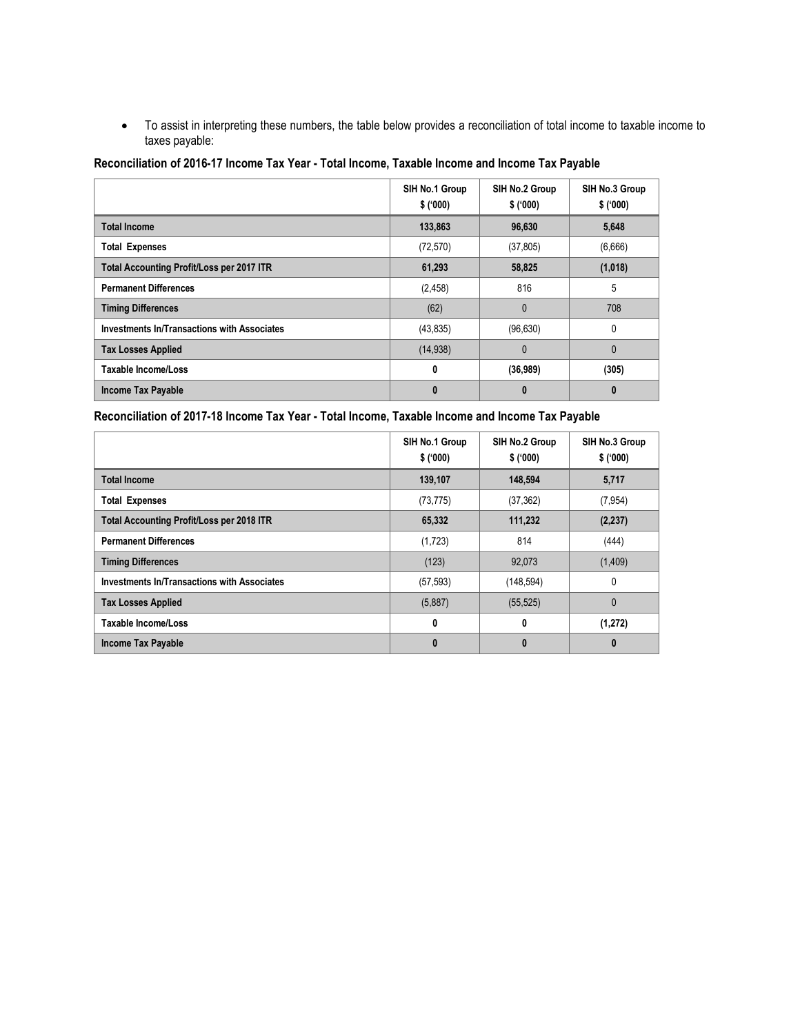- To assist in interpreting these numbers, the table below provides a reconciliation of total income to taxable income to taxes payable:

**Reconciliation of 2016-17 Income Tax Year - Total Income, Taxable Income and Income Tax Payable**

| | SIH No.1 Group $ ('000) | SIH No.2 Group $ ('000) | SIH No.3 Group $ ('000) |
|---|---|---|---|
| **Total Income** | **133,863** | **96,630** | **5,648** |
| **Total Expenses** | (72,570) | (37,805) | (6,666) |
| **Total Accounting Profit/Loss per 2017 ITR** | **61,293** | **58,825** | **(1,018)** |
| **Permanent Differences** | (2,458) | 816 | 5 |
| **Timing Differences** | (62) | 0 | 708 |
| **Investments In/Transactions with Associates** | (43,835) | (96,630) | 0 |
| **Tax Losses Applied** | (14,938) | 0 | 0 |
| **Taxable Income/Loss** | **0** | **(36,989)** | **(305)** |
| **Income Tax Payable** | **0** | **0** | **0** |

**Reconciliation of 2017-18 Income Tax Year - Total Income, Taxable Income and Income Tax Payable**

| | SIH No.1 Group $ ('000) | SIH No.2 Group $ ('000) | SIH No.3 Group $ ('000) |
|---|---|---|---|
| **Total Income** | **139,107** | **148,594** | **5,717** |
| **Total Expenses** | (73,775) | (37,362) | (7,954) |
| **Total Accounting Profit/Loss per 2018 ITR** | **65,332** | **111,232** | **(2,237)** |
| **Permanent Differences** | (1,723) | 814 | (444) |
| **Timing Differences** | (123) | 92,073 | (1,409) |
| **Investments In/Transactions with Associates** | (57,593) | (148,594) | 0 |
| **Tax Losses Applied** | (5,887) | (55,525) | 0 |
| **Taxable Income/Loss** | **0** | **0** | **(1,272)** |
| **Income Tax Payable** | **0** | **0** | **0** |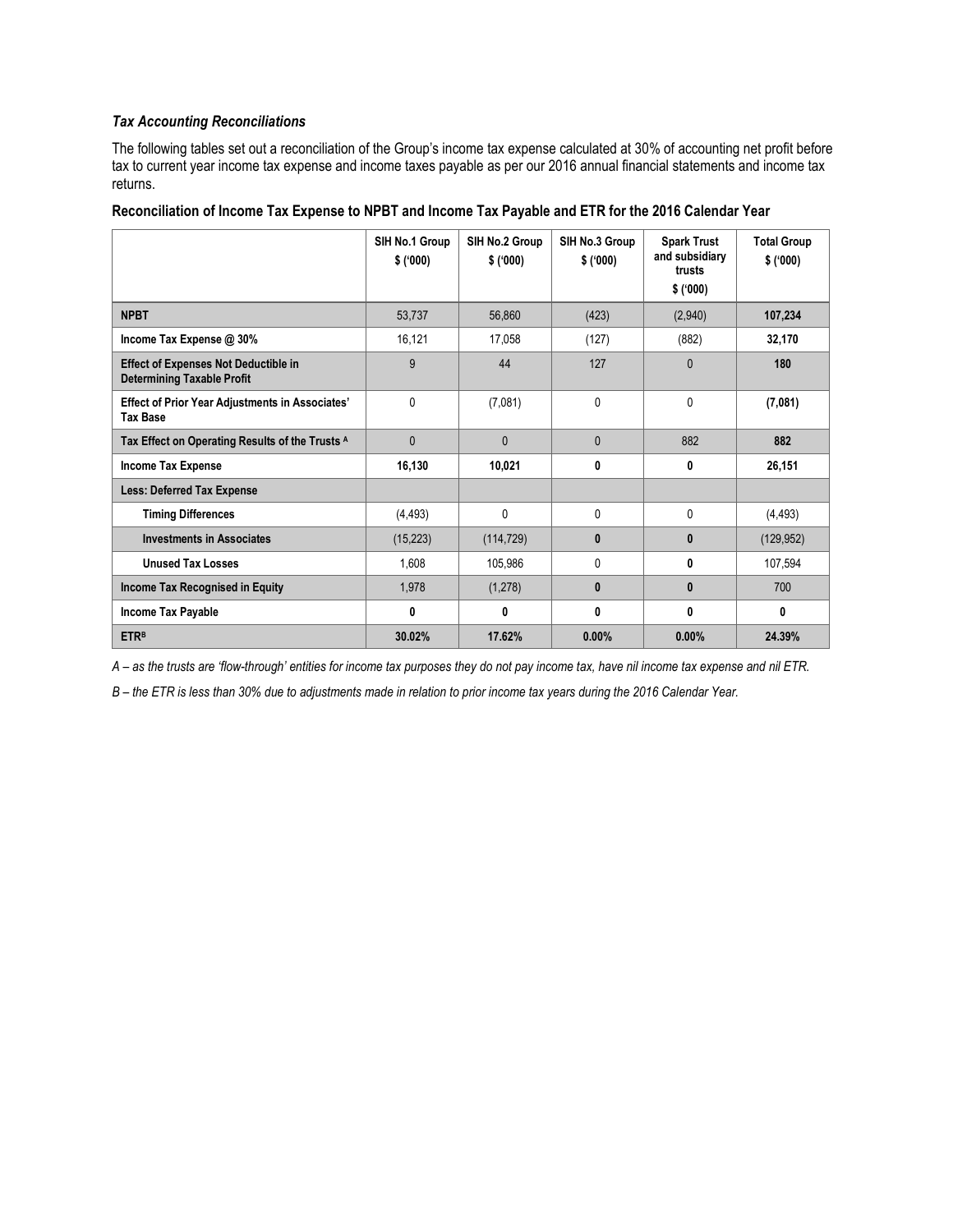### *Tax Accounting Reconciliations*

The following tables set out a reconciliation of the Group's income tax expense calculated at 30% of accounting net profit before tax to current year income tax expense and income taxes payable as per our 2016 annual financial statements and income tax returns.

**Reconciliation of Income Tax Expense to NPBT and Income Tax Payable and ETR for the 2016 Calendar Year**

| | SIH No.1 Group $ ('000) | SIH No.2 Group $ ('000) | SIH No.3 Group $ ('000) | Spark Trust and subsidiary trusts $ ('000) | Total Group $ ('000) |
|---|---|---|---|---|---|
| **NPBT** | 53,737 | 56,860 | (423) | (2,940) | **107,234** |
| **Income Tax Expense @ 30%** | 16,121 | 17,058 | (127) | (882) | **32,170** |
| **Effect of Expenses Not Deductible in Determining Taxable Profit** | 9 | 44 | 127 | 0 | **180** |
| **Effect of Prior Year Adjustments in Associates' Tax Base** | 0 | (7,081) | 0 | 0 | **(7,081)** |
| **Tax Effect on Operating Results of the Trusts [A]** | 0 | 0 | 0 | 882 | **882** |
| **Income Tax Expense** | **16,130** | **10,021** | **0** | **0** | **26,151** |
| **Less: Deferred Tax Expense** | | | | | |
| **Timing Differences** | (4,493) | 0 | 0 | 0 | (4,493) |
| **Investments in Associates** | (15,223) | (114,729) | **0** | **0** | (129,952) |
| **Unused Tax Losses** | 1,608 | 105,986 | 0 | **0** | 107,594 |
| **Income Tax Recognised in Equity** | 1,978 | (1,278) | **0** | **0** | 700 |
| **Income Tax Payable** | **0** | **0** | **0** | **0** | **0** |
| **ETR[B]** | **30.02%** | **17.62%** | **0.00%** | **0.00%** | **24.39%** |

*A – as the trusts are 'flow-through' entities for income tax purposes they do not pay income tax, have nil income tax expense and nil ETR.*

*B – the ETR is less than 30% due to adjustments made in relation to prior income tax years during the 2016 Calendar Year.*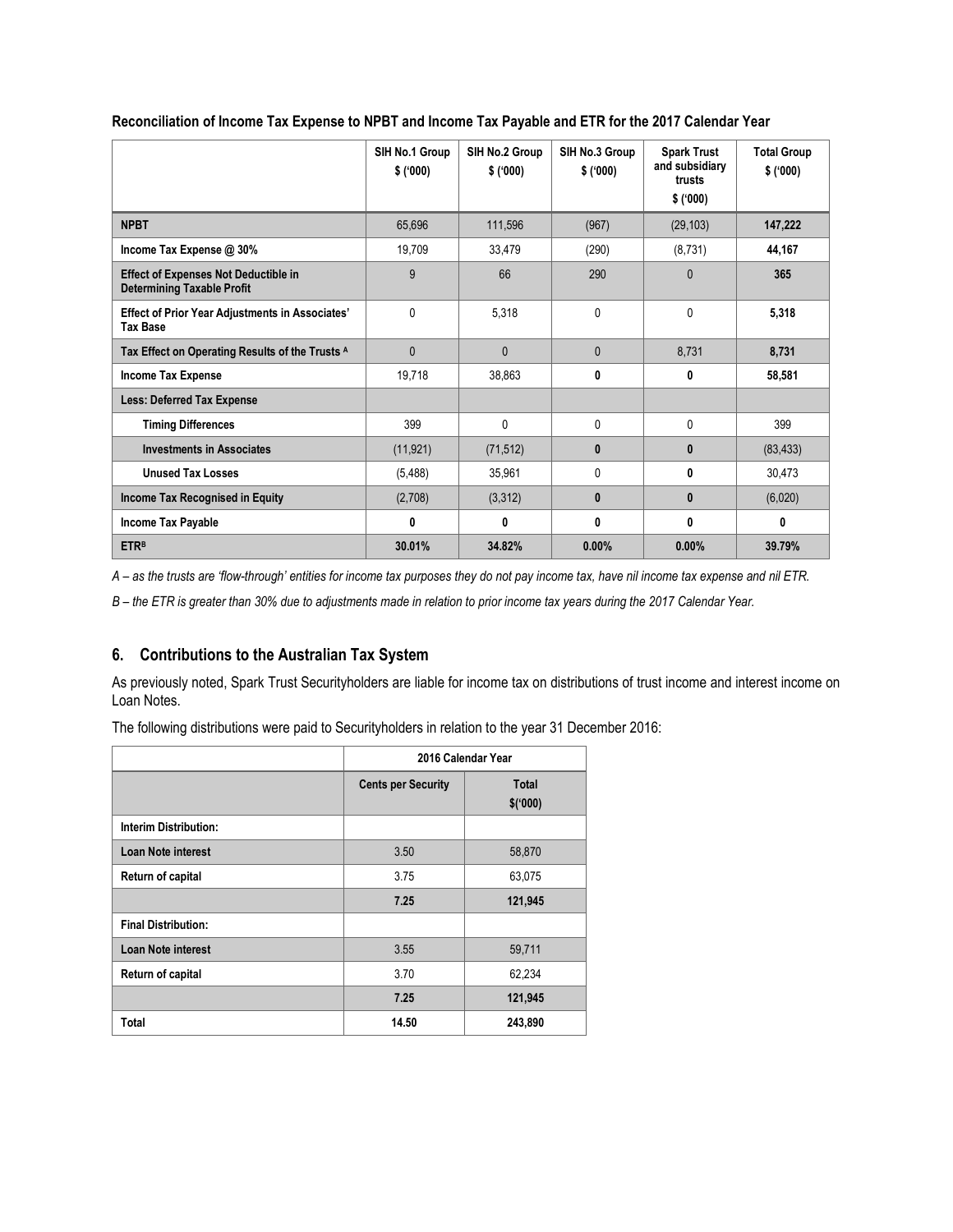**Reconciliation of Income Tax Expense to NPBT and Income Tax Payable and ETR for the 2017 Calendar Year**

| | SIH No.1 Group $ ('000) | SIH No.2 Group $ ('000) | SIH No.3 Group $ ('000) | Spark Trust and subsidiary trusts $ ('000) | Total Group $ ('000) |
|---|---|---|---|---|---|
| **NPBT** | 65,696 | 111,596 | (967) | (29,103) | **147,222** |
| **Income Tax Expense @ 30%** | 19,709 | 33,479 | (290) | (8,731) | **44,167** |
| **Effect of Expenses Not Deductible in Determining Taxable Profit** | 9 | 66 | 290 | 0 | **365** |
| **Effect of Prior Year Adjustments in Associates' Tax Base** | 0 | 5,318 | 0 | 0 | **5,318** |
| **Tax Effect on Operating Results of the Trusts [A]** | 0 | 0 | 0 | 8,731 | **8,731** |
| **Income Tax Expense** | 19,718 | 38,863 | **0** | **0** | **58,581** |
| **Less: Deferred Tax Expense** | | | | | |
| **Timing Differences** | 399 | 0 | 0 | 0 | 399 |
| **Investments in Associates** | (11,921) | (71,512) | **0** | **0** | (83,433) |
| **Unused Tax Losses** | (5,488) | 35,961 | 0 | **0** | 30,473 |
| **Income Tax Recognised in Equity** | (2,708) | (3,312) | **0** | **0** | (6,020) |
| **Income Tax Payable** | **0** | **0** | **0** | **0** | **0** |
| **ETR[B]** | **30.01%** | **34.82%** | **0.00%** | **0.00%** | **39.79%** |

*A – as the trusts are 'flow-through' entities for income tax purposes they do not pay income tax, have nil income tax expense and nil ETR.*

*B – the ETR is greater than 30% due to adjustments made in relation to prior income tax years during the 2017 Calendar Year.*

## 6. Contributions to the Australian Tax System

As previously noted, Spark Trust Securityholders are liable for income tax on distributions of trust income and interest income on Loan Notes.

The following distributions were paid to Securityholders in relation to the year 31 December 2016:

| | 2016 Calendar Year | |
|---|---|---|
| | **Cents per Security** | **Total $('000)** |
| **Interim Distribution:** | | |
| **Loan Note interest** | 3.50 | 58,870 |
| **Return of capital** | 3.75 | 63,075 |
| | **7.25** | **121,945** |
| **Final Distribution:** | | |
| **Loan Note interest** | 3.55 | 59,711 |
| **Return of capital** | 3.70 | 62,234 |
| | **7.25** | **121,945** |
| **Total** | **14.50** | **243,890** |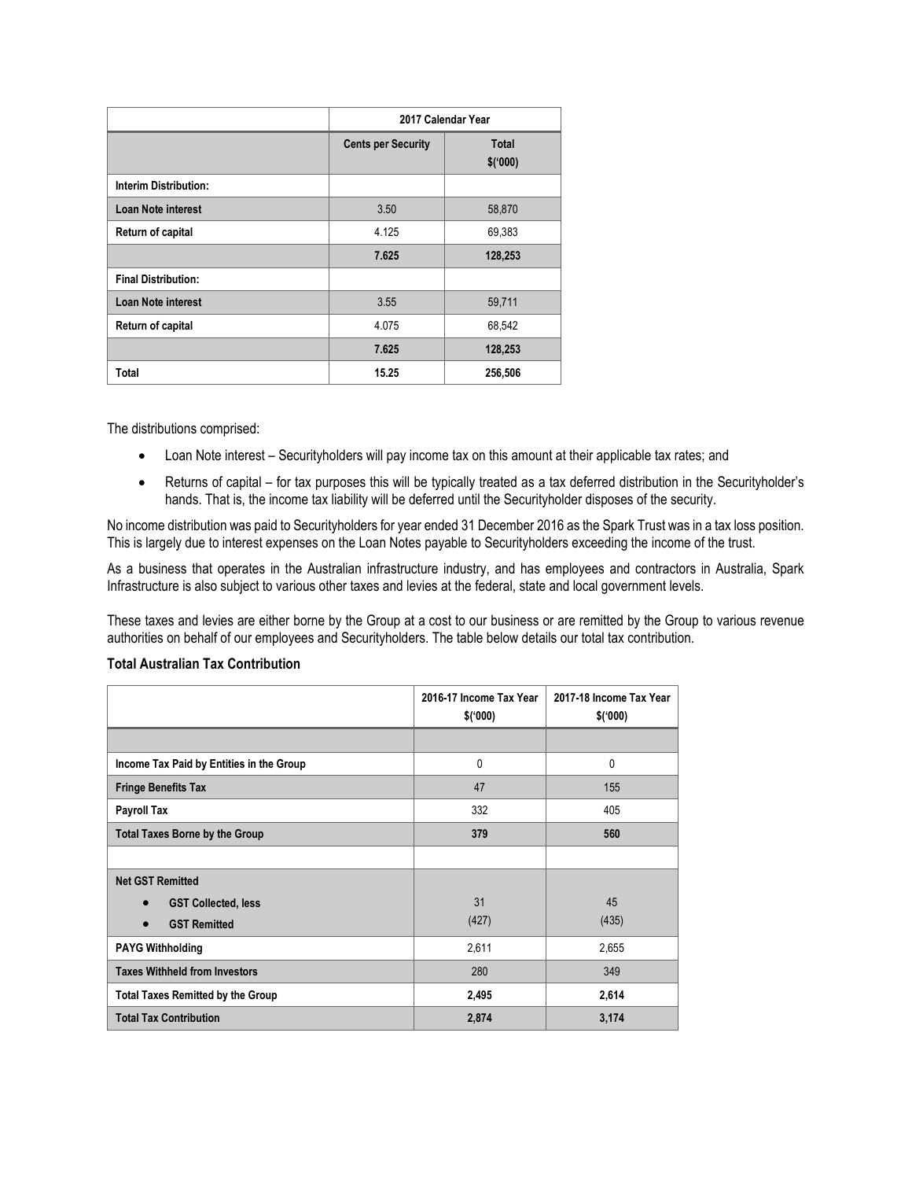| | 2017 Calendar Year | |
|---|---|---|
| | **Cents per Security** | **Total $('000)** |
| **Interim Distribution:** | | |
| **Loan Note interest** | 3.50 | 58,870 |
| **Return of capital** | 4.125 | 69,383 |
| | **7.625** | **128,253** |
| **Final Distribution:** | | |
| **Loan Note interest** | 3.55 | 59,711 |
| **Return of capital** | 4.075 | 68,542 |
| | **7.625** | **128,253** |
| **Total** | **15.25** | **256,506** |

The distributions comprised:

- Loan Note interest – Securityholders will pay income tax on this amount at their applicable tax rates; and
- Returns of capital – for tax purposes this will be typically treated as a tax deferred distribution in the Securityholder's hands. That is, the income tax liability will be deferred until the Securityholder disposes of the security.

No income distribution was paid to Securityholders for year ended 31 December 2016 as the Spark Trust was in a tax loss position. This is largely due to interest expenses on the Loan Notes payable to Securityholders exceeding the income of the trust.

As a business that operates in the Australian infrastructure industry, and has employees and contractors in Australia, Spark Infrastructure is also subject to various other taxes and levies at the federal, state and local government levels.

These taxes and levies are either borne by the Group at a cost to our business or are remitted by the Group to various revenue authorities on behalf of our employees and Securityholders. The table below details our total tax contribution.

**Total Australian Tax Contribution**

| | 2016-17 Income Tax Year $('000) | 2017-18 Income Tax Year $('000) |
|---|---|---|
| | | |
| **Income Tax Paid by Entities in the Group** | 0 | 0 |
| **Fringe Benefits Tax** | 47 | 155 |
| **Payroll Tax** | 332 | 405 |
| **Total Taxes Borne by the Group** | **379** | **560** |
| | | |
| **Net GST Remitted**<br>• **GST Collected, less**<br>• **GST Remitted** | <br>31<br>(427) | <br>45<br>(435) |
| **PAYG Withholding** | 2,611 | 2,655 |
| **Taxes Withheld from Investors** | 280 | 349 |
| **Total Taxes Remitted by the Group** | **2,495** | **2,614** |
| **Total Tax Contribution** | **2,874** | **3,174** |